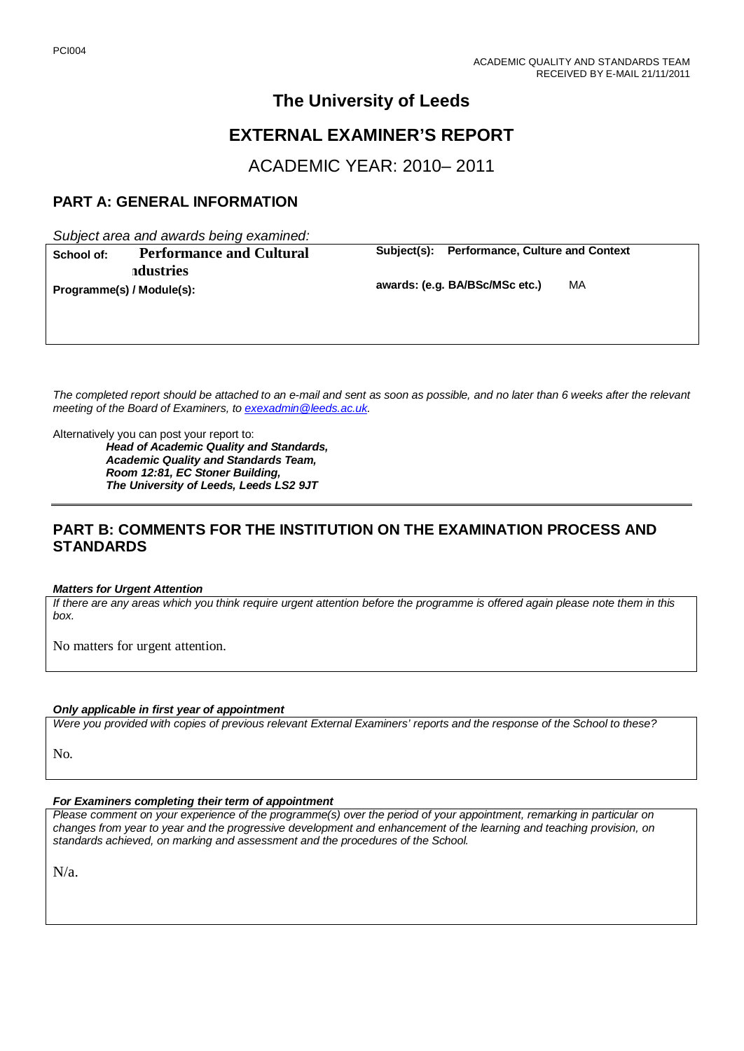PCI004

ACADEMIC QUALITY AND STANDARDS TEAM
RECEIVED BY E-MAIL 21/11/2011

# The University of Leeds

## EXTERNAL EXAMINER'S REPORT

ACADEMIC YEAR: 2010– 2011

## PART A: GENERAL INFORMATION

*Subject area and awards being examined:*

| | |
|---|---|
| **School of:** **Performance and Cultural Industries** | **Subject(s):** **Performance, Culture and Context** |
| **Programme(s) / Module(s):** | **awards: (e.g. BA/BSc/MSc etc.)** MA |

*The completed report should be attached to an e-mail and sent as soon as possible, and no later than 6 weeks after the relevant meeting of the Board of Examiners, to exexadmin@leeds.ac.uk.*

Alternatively you can post your report to:

***Head of Academic Quality and Standards,***
***Academic Quality and Standards Team,***
***Room 12:81, EC Stoner Building,***
***The University of Leeds, Leeds LS2 9JT***

## PART B: COMMENTS FOR THE INSTITUTION ON THE EXAMINATION PROCESS AND STANDARDS

***Matters for Urgent Attention***

*If there are any areas which you think require urgent attention before the programme is offered again please note them in this box.*

No matters for urgent attention.

***Only applicable in first year of appointment***

*Were you provided with copies of previous relevant External Examiners' reports and the response of the School to these?*

No.

***For Examiners completing their term of appointment***

*Please comment on your experience of the programme(s) over the period of your appointment, remarking in particular on changes from year to year and the progressive development and enhancement of the learning and teaching provision, on standards achieved, on marking and assessment and the procedures of the School.*

N/a.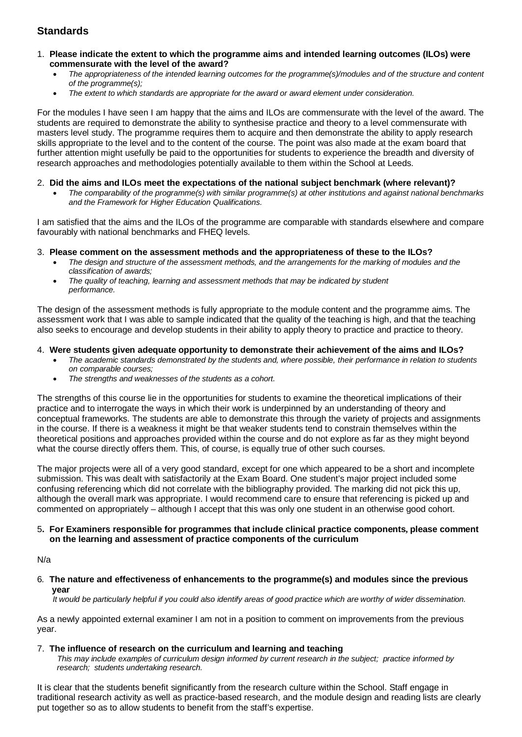## Standards

1. **Please indicate the extent to which the programme aims and intended learning outcomes (ILOs) were commensurate with the level of the award?**
   - *The appropriateness of the intended learning outcomes for the programme(s)/modules and of the structure and content of the programme(s);*
   - *The extent to which standards are appropriate for the award or award element under consideration.*

For the modules I have seen I am happy that the aims and ILOs are commensurate with the level of the award. The students are required to demonstrate the ability to synthesise practice and theory to a level commensurate with masters level study. The programme requires them to acquire and then demonstrate the ability to apply research skills appropriate to the level and to the content of the course. The point was also made at the exam board that further attention might usefully be paid to the opportunities for students to experience the breadth and diversity of research approaches and methodologies potentially available to them within the School at Leeds.

2. **Did the aims and ILOs meet the expectations of the national subject benchmark (where relevant)?**
   - *The comparability of the programme(s) with similar programme(s) at other institutions and against national benchmarks and the Framework for Higher Education Qualifications.*

I am satisfied that the aims and the ILOs of the programme are comparable with standards elsewhere and compare favourably with national benchmarks and FHEQ levels.

3. **Please comment on the assessment methods and the appropriateness of these to the ILOs?**
   - *The design and structure of the assessment methods, and the arrangements for the marking of modules and the classification of awards;*
   - *The quality of teaching, learning and assessment methods that may be indicated by student performance.*

The design of the assessment methods is fully appropriate to the module content and the programme aims. The assessment work that I was able to sample indicated that the quality of the teaching is high, and that the teaching also seeks to encourage and develop students in their ability to apply theory to practice and practice to theory.

4. **Were students given adequate opportunity to demonstrate their achievement of the aims and ILOs?**
   - *The academic standards demonstrated by the students and, where possible, their performance in relation to students on comparable courses;*
   - *The strengths and weaknesses of the students as a cohort.*

The strengths of this course lie in the opportunities for students to examine the theoretical implications of their practice and to interrogate the ways in which their work is underpinned by an understanding of theory and conceptual frameworks. The students are able to demonstrate this through the variety of projects and assignments in the course. If there is a weakness it might be that weaker students tend to constrain themselves within the theoretical positions and approaches provided within the course and do not explore as far as they might beyond what the course directly offers them. This, of course, is equally true of other such courses.

The major projects were all of a very good standard, except for one which appeared to be a short and incomplete submission. This was dealt with satisfactorily at the Exam Board. One student's major project included some confusing referencing which did not correlate with the bibliography provided. The marking did not pick this up, although the overall mark was appropriate. I would recommend care to ensure that referencing is picked up and commented on appropriately – although I accept that this was only one student in an otherwise good cohort.

5. **For Examiners responsible for programmes that include clinical practice components, please comment on the learning and assessment of practice components of the curriculum**

N/a

6. **The nature and effectiveness of enhancements to the programme(s) and modules since the previous year**

   *It would be particularly helpful if you could also identify areas of good practice which are worthy of wider dissemination.*

As a newly appointed external examiner I am not in a position to comment on improvements from the previous year.

7. **The influence of research on the curriculum and learning and teaching**

   *This may include examples of curriculum design informed by current research in the subject; practice informed by research; students undertaking research.*

It is clear that the students benefit significantly from the research culture within the School. Staff engage in traditional research activity as well as practice-based research, and the module design and reading lists are clearly put together so as to allow students to benefit from the staff's expertise.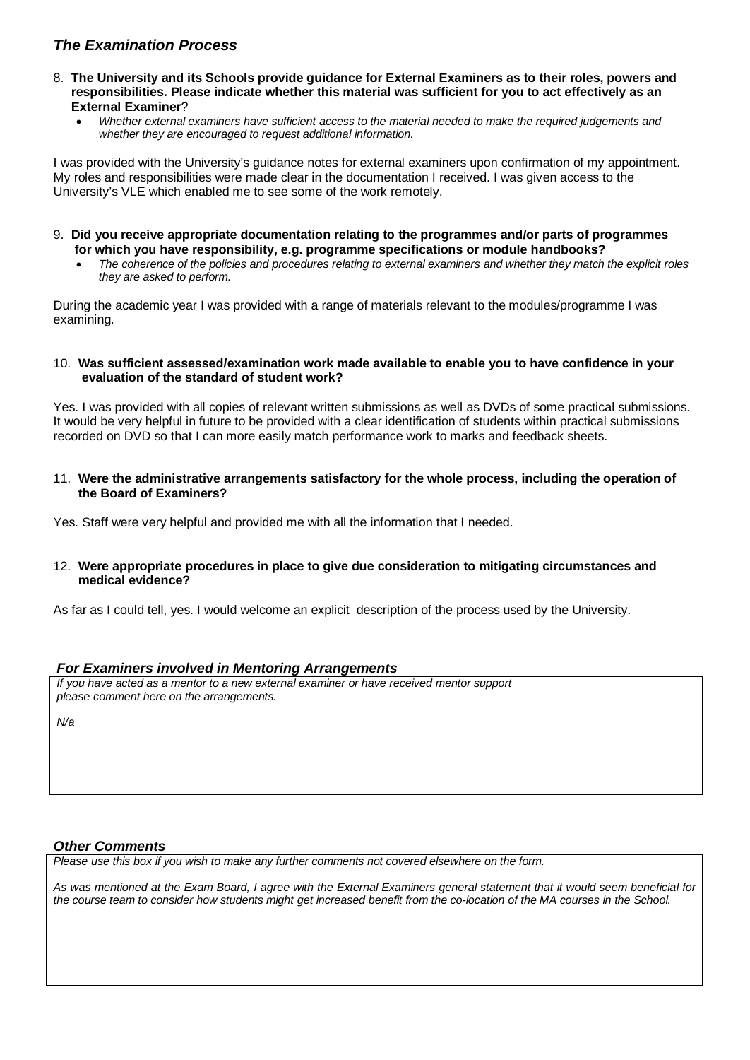## *The Examination Process*

8. **The University and its Schools provide guidance for External Examiners as to their roles, powers and responsibilities. Please indicate whether this material was sufficient for you to act effectively as an External Examiner**?
   - *Whether external examiners have sufficient access to the material needed to make the required judgements and whether they are encouraged to request additional information.*

I was provided with the University's guidance notes for external examiners upon confirmation of my appointment. My roles and responsibilities were made clear in the documentation I received. I was given access to the University's VLE which enabled me to see some of the work remotely.

9. **Did you receive appropriate documentation relating to the programmes and/or parts of programmes for which you have responsibility, e.g. programme specifications or module handbooks?**
   - *The coherence of the policies and procedures relating to external examiners and whether they match the explicit roles they are asked to perform.*

During the academic year I was provided with a range of materials relevant to the modules/programme I was examining.

10. **Was sufficient assessed/examination work made available to enable you to have confidence in your evaluation of the standard of student work?**

Yes. I was provided with all copies of relevant written submissions as well as DVDs of some practical submissions. It would be very helpful in future to be provided with a clear identification of students within practical submissions recorded on DVD so that I can more easily match performance work to marks and feedback sheets.

11. **Were the administrative arrangements satisfactory for the whole process, including the operation of the Board of Examiners?**

Yes. Staff were very helpful and provided me with all the information that I needed.

12. **Were appropriate procedures in place to give due consideration to mitigating circumstances and medical evidence?**

As far as I could tell, yes. I would welcome an explicit description of the process used by the University.

### *For Examiners involved in Mentoring Arrangements*

*If you have acted as a mentor to a new external examiner or have received mentor support please comment here on the arrangements.*

*N/a*

### *Other Comments*

*Please use this box if you wish to make any further comments not covered elsewhere on the form.*

*As was mentioned at the Exam Board, I agree with the External Examiners general statement that it would seem beneficial for the course team to consider how students might get increased benefit from the co-location of the MA courses in the School.*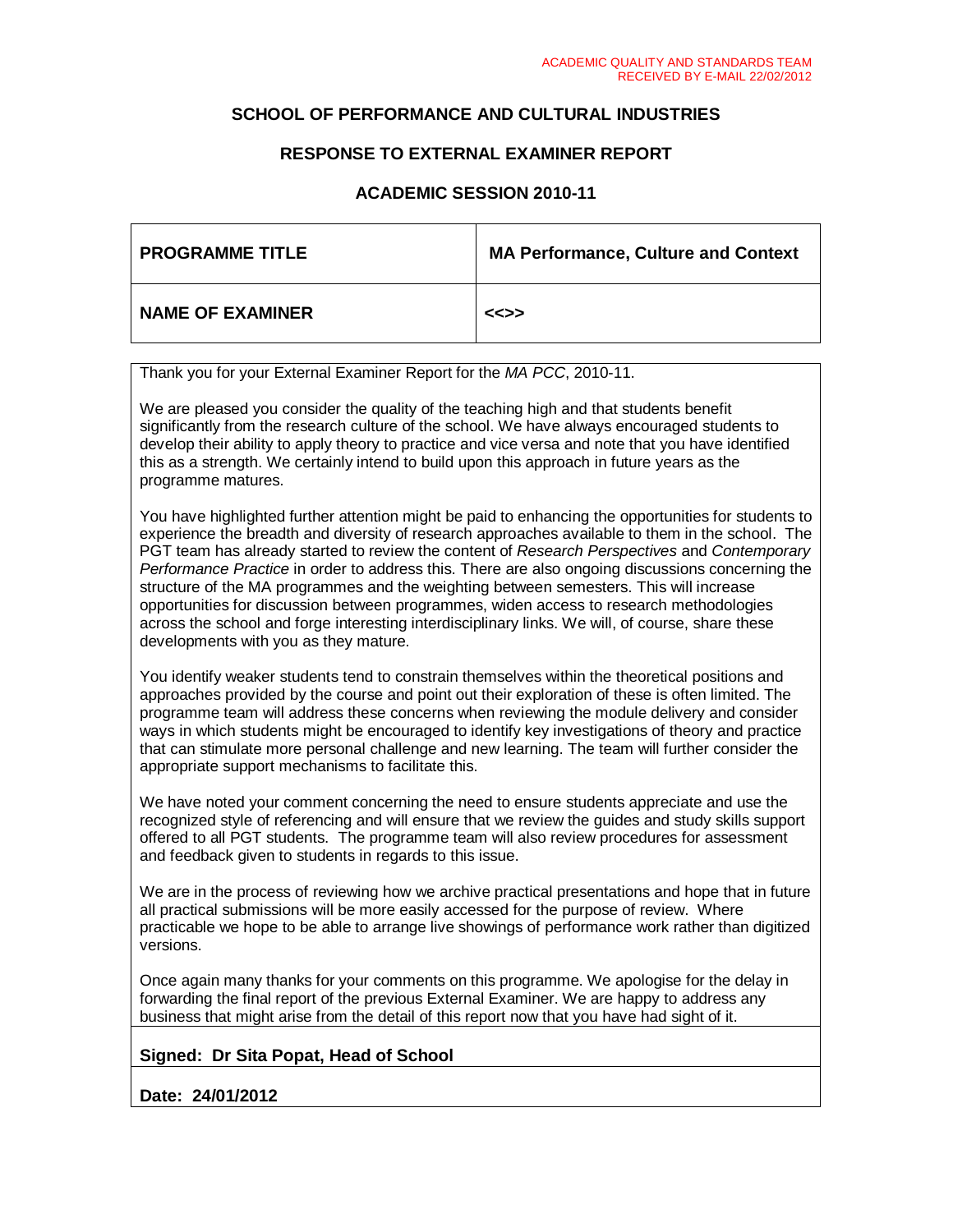ACADEMIC QUALITY AND STANDARDS TEAM
RECEIVED BY E-MAIL 22/02/2012

## SCHOOL OF PERFORMANCE AND CULTURAL INDUSTRIES

## RESPONSE TO EXTERNAL EXAMINER REPORT

## ACADEMIC SESSION 2010-11

| | |
|---|---|
| **PROGRAMME TITLE** | **MA Performance, Culture and Context** |
| **NAME OF EXAMINER** | **<<>>** |

Thank you for your External Examiner Report for the *MA PCC*, 2010-11.

We are pleased you consider the quality of the teaching high and that students benefit significantly from the research culture of the school. We have always encouraged students to develop their ability to apply theory to practice and vice versa and note that you have identified this as a strength. We certainly intend to build upon this approach in future years as the programme matures.

You have highlighted further attention might be paid to enhancing the opportunities for students to experience the breadth and diversity of research approaches available to them in the school. The PGT team has already started to review the content of *Research Perspectives* and *Contemporary Performance Practice* in order to address this. There are also ongoing discussions concerning the structure of the MA programmes and the weighting between semesters. This will increase opportunities for discussion between programmes, widen access to research methodologies across the school and forge interesting interdisciplinary links. We will, of course, share these developments with you as they mature.

You identify weaker students tend to constrain themselves within the theoretical positions and approaches provided by the course and point out their exploration of these is often limited. The programme team will address these concerns when reviewing the module delivery and consider ways in which students might be encouraged to identify key investigations of theory and practice that can stimulate more personal challenge and new learning. The team will further consider the appropriate support mechanisms to facilitate this.

We have noted your comment concerning the need to ensure students appreciate and use the recognized style of referencing and will ensure that we review the guides and study skills support offered to all PGT students. The programme team will also review procedures for assessment and feedback given to students in regards to this issue.

We are in the process of reviewing how we archive practical presentations and hope that in future all practical submissions will be more easily accessed for the purpose of review. Where practicable we hope to be able to arrange live showings of performance work rather than digitized versions.

Once again many thanks for your comments on this programme. We apologise for the delay in forwarding the final report of the previous External Examiner. We are happy to address any business that might arise from the detail of this report now that you have had sight of it.

**Signed: Dr Sita Popat, Head of School**

**Date: 24/01/2012**